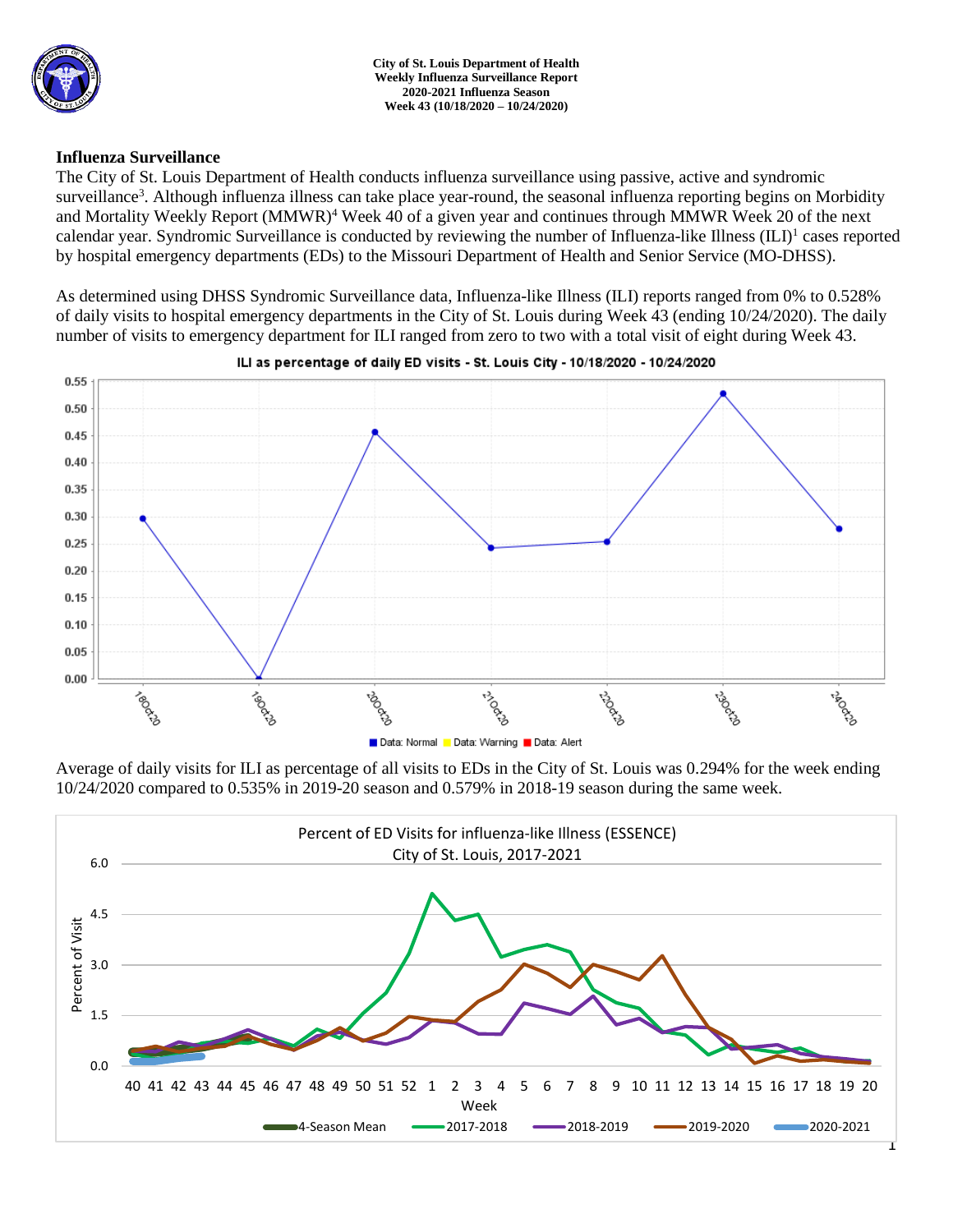**City of St. Louis Department of Health**
**Weekly Influenza Surveillance Report**
**2020-2021 Influenza Season**
**Week 43 (10/18/2020 – 10/24/2020)**

## Influenza Surveillance

The City of St. Louis Department of Health conducts influenza surveillance using passive, active and syndromic surveillance[3]. Although influenza illness can take place year-round, the seasonal influenza reporting begins on Morbidity and Mortality Weekly Report (MMWR)[4] Week 40 of a given year and continues through MMWR Week 20 of the next calendar year. Syndromic Surveillance is conducted by reviewing the number of Influenza-like Illness (ILI)[1] cases reported by hospital emergency departments (EDs) to the Missouri Department of Health and Senior Service (MO-DHSS).

As determined using DHSS Syndromic Surveillance data, Influenza-like Illness (ILI) reports ranged from 0% to 0.528% of daily visits to hospital emergency departments in the City of St. Louis during Week 43 (ending 10/24/2020). The daily number of visits to emergency department for ILI ranged from zero to two with a total visit of eight during Week 43.

ILI as percentage of daily ED visits - St. Louis City - 10/18/2020 - 10/24/2020

Average of daily visits for ILI as percentage of all visits to EDs in the City of St. Louis was 0.294% for the week ending 10/24/2020 compared to 0.535% in 2019-20 season and 0.579% in 2018-19 season during the same week.

Percent of ED Visits for influenza-like Illness (ESSENCE) City of St. Louis, 2017-2021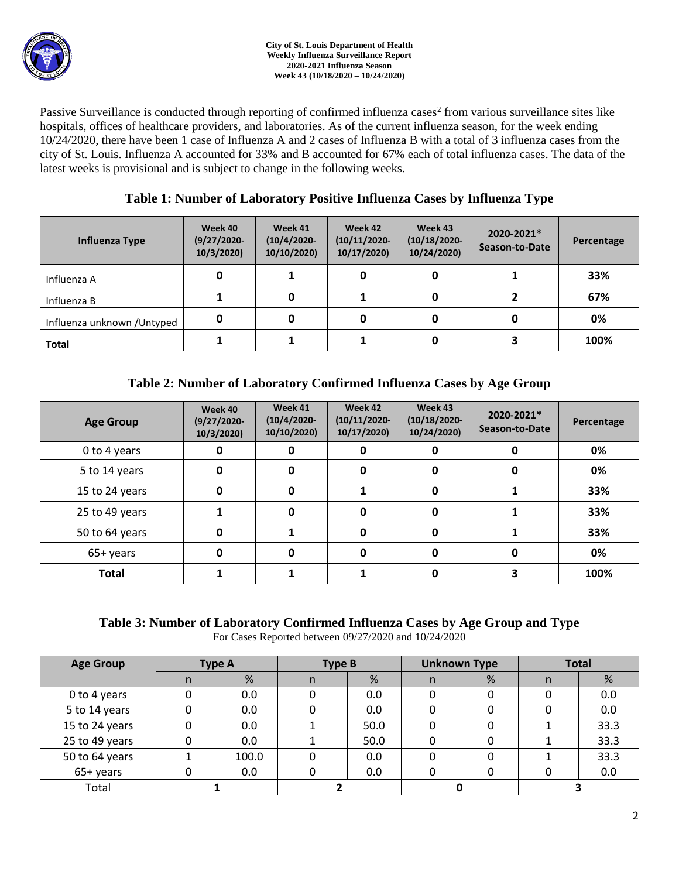City of St. Louis Department of Health
Weekly Influenza Surveillance Report
2020-2021 Influenza Season
Week 43 (10/18/2020 – 10/24/2020)

Passive Surveillance is conducted through reporting of confirmed influenza cases[2] from various surveillance sites like hospitals, offices of healthcare providers, and laboratories. As of the current influenza season, for the week ending 10/24/2020, there have been 1 case of Influenza A and 2 cases of Influenza B with a total of 3 influenza cases from the city of St. Louis. Influenza A accounted for 33% and B accounted for 67% each of total influenza cases. The data of the latest weeks is provisional and is subject to change in the following weeks.

## Table 1: Number of Laboratory Positive Influenza Cases by Influenza Type

| Influenza Type | Week 40 (9/27/2020-10/3/2020) | Week 41 (10/4/2020-10/10/2020) | Week 42 (10/11/2020-10/17/2020) | Week 43 (10/18/2020-10/24/2020) | 2020-2021* Season-to-Date | Percentage |
|---|---|---|---|---|---|---|
| Influenza A | **0** | **1** | **0** | **0** | **1** | **33%** |
| Influenza B | **1** | **0** | **1** | **0** | **2** | **67%** |
| Influenza unknown /Untyped | **0** | **0** | **0** | **0** | **0** | **0%** |
| **Total** | **1** | **1** | **1** | **0** | **3** | **100%** |

## Table 2: Number of Laboratory Confirmed Influenza Cases by Age Group

| Age Group | Week 40 (9/27/2020-10/3/2020) | Week 41 (10/4/2020-10/10/2020) | Week 42 (10/11/2020-10/17/2020) | Week 43 (10/18/2020-10/24/2020) | 2020-2021* Season-to-Date | Percentage |
|---|---|---|---|---|---|---|
| 0 to 4 years | **0** | **0** | **0** | **0** | **0** | **0%** |
| 5 to 14 years | **0** | **0** | **0** | **0** | **0** | **0%** |
| 15 to 24 years | **0** | **0** | **1** | **0** | **1** | **33%** |
| 25 to 49 years | **1** | **0** | **0** | **0** | **1** | **33%** |
| 50 to 64 years | **0** | **1** | **0** | **0** | **1** | **33%** |
| 65+ years | **0** | **0** | **0** | **0** | **0** | **0%** |
| **Total** | **1** | **1** | **1** | **0** | **3** | **100%** |

## Table 3: Number of Laboratory Confirmed Influenza Cases by Age Group and Type

For Cases Reported between 09/27/2020 and 10/24/2020

| Age Group | Type A | | Type B | | Unknown Type | | Total | |
|---|---|---|---|---|---|---|---|---|
| | n | % | n | % | n | % | n | % |
| 0 to 4 years | 0 | 0.0 | 0 | 0.0 | 0 | 0 | 0 | 0.0 |
| 5 to 14 years | 0 | 0.0 | 0 | 0.0 | 0 | 0 | 0 | 0.0 |
| 15 to 24 years | 0 | 0.0 | 1 | 50.0 | 0 | 0 | 1 | 33.3 |
| 25 to 49 years | 0 | 0.0 | 1 | 50.0 | 0 | 0 | 1 | 33.3 |
| 50 to 64 years | 1 | 100.0 | 0 | 0.0 | 0 | 0 | 1 | 33.3 |
| 65+ years | 0 | 0.0 | 0 | 0.0 | 0 | 0 | 0 | 0.0 |
| Total | **1** | | **2** | | **0** | | **3** | |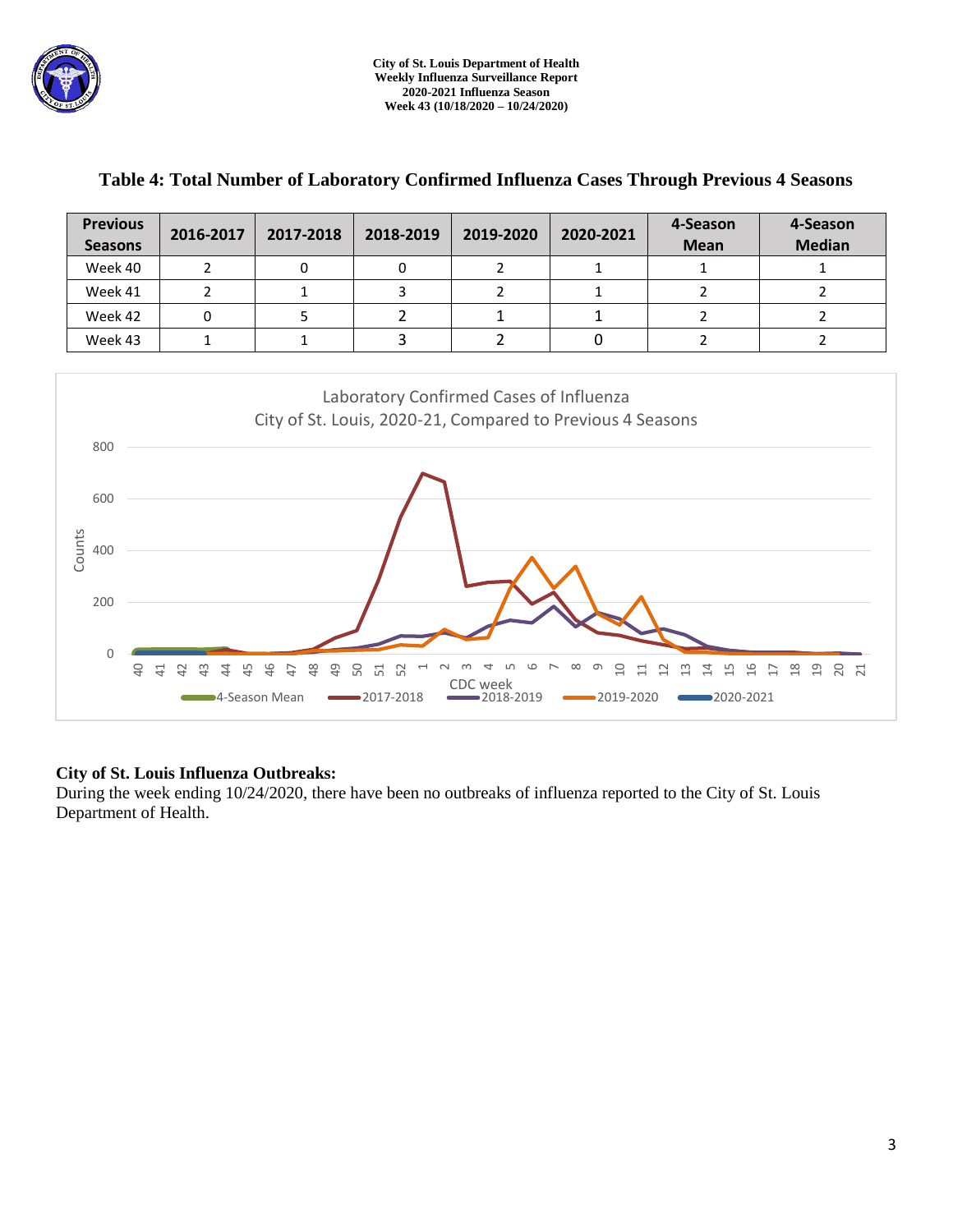## Table 4: Total Number of Laboratory Confirmed Influenza Cases Through Previous 4 Seasons

| Previous Seasons | 2016-2017 | 2017-2018 | 2018-2019 | 2019-2020 | 2020-2021 | 4-Season Mean | 4-Season Median |
|---|---|---|---|---|---|---|---|
| Week 40 | 2 | 0 | 0 | 2 | 1 | 1 | 1 |
| Week 41 | 2 | 1 | 3 | 2 | 1 | 2 | 2 |
| Week 42 | 0 | 5 | 2 | 1 | 1 | 2 | 2 |
| Week 43 | 1 | 1 | 3 | 2 | 0 | 2 | 2 |

**City of St. Louis Influenza Outbreaks:**
During the week ending 10/24/2020, there have been no outbreaks of influenza reported to the City of St. Louis Department of Health.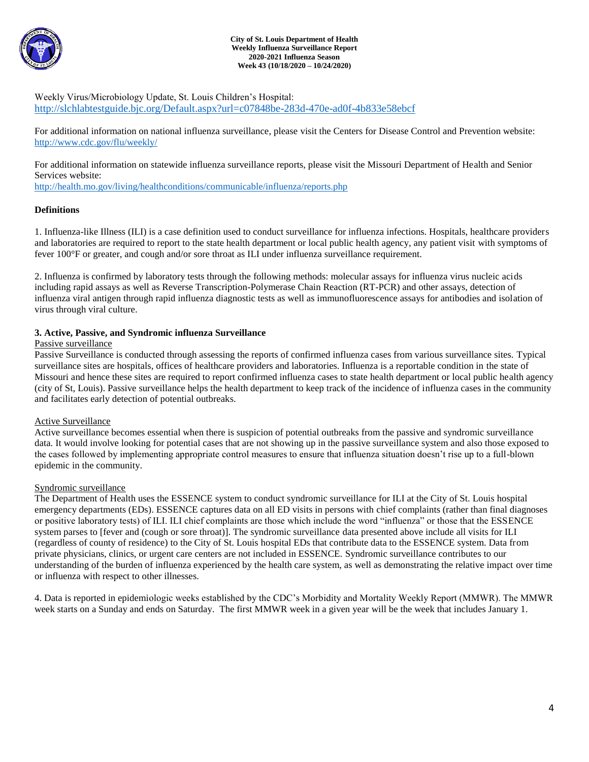Weekly Virus/Microbiology Update, St. Louis Children's Hospital:
http://slchlabtestguide.bjc.org/Default.aspx?url=c07848be-283d-470e-ad0f-4b833e58ebcf

For additional information on national influenza surveillance, please visit the Centers for Disease Control and Prevention website: http://www.cdc.gov/flu/weekly/

For additional information on statewide influenza surveillance reports, please visit the Missouri Department of Health and Senior Services website:
http://health.mo.gov/living/healthconditions/communicable/influenza/reports.php

## Definitions

1. Influenza-like Illness (ILI) is a case definition used to conduct surveillance for influenza infections. Hospitals, healthcare providers and laboratories are required to report to the state health department or local public health agency, any patient visit with symptoms of fever 100°F or greater, and cough and/or sore throat as ILI under influenza surveillance requirement.

2. Influenza is confirmed by laboratory tests through the following methods: molecular assays for influenza virus nucleic acids including rapid assays as well as Reverse Transcription-Polymerase Chain Reaction (RT-PCR) and other assays, detection of influenza viral antigen through rapid influenza diagnostic tests as well as immunofluorescence assays for antibodies and isolation of virus through viral culture.

**3. Active, Passive, and Syndromic influenza Surveillance**

Passive surveillance

Passive Surveillance is conducted through assessing the reports of confirmed influenza cases from various surveillance sites. Typical surveillance sites are hospitals, offices of healthcare providers and laboratories. Influenza is a reportable condition in the state of Missouri and hence these sites are required to report confirmed influenza cases to state health department or local public health agency (city of St, Louis). Passive surveillance helps the health department to keep track of the incidence of influenza cases in the community and facilitates early detection of potential outbreaks.

Active Surveillance

Active surveillance becomes essential when there is suspicion of potential outbreaks from the passive and syndromic surveillance data. It would involve looking for potential cases that are not showing up in the passive surveillance system and also those exposed to the cases followed by implementing appropriate control measures to ensure that influenza situation doesn't rise up to a full-blown epidemic in the community.

Syndromic surveillance

The Department of Health uses the ESSENCE system to conduct syndromic surveillance for ILI at the City of St. Louis hospital emergency departments (EDs). ESSENCE captures data on all ED visits in persons with chief complaints (rather than final diagnoses or positive laboratory tests) of ILI. ILI chief complaints are those which include the word "influenza" or those that the ESSENCE system parses to [fever and (cough or sore throat)]. The syndromic surveillance data presented above include all visits for ILI (regardless of county of residence) to the City of St. Louis hospital EDs that contribute data to the ESSENCE system. Data from private physicians, clinics, or urgent care centers are not included in ESSENCE. Syndromic surveillance contributes to our understanding of the burden of influenza experienced by the health care system, as well as demonstrating the relative impact over time or influenza with respect to other illnesses.

4. Data is reported in epidemiologic weeks established by the CDC's Morbidity and Mortality Weekly Report (MMWR). The MMWR week starts on a Sunday and ends on Saturday. The first MMWR week in a given year will be the week that includes January 1.